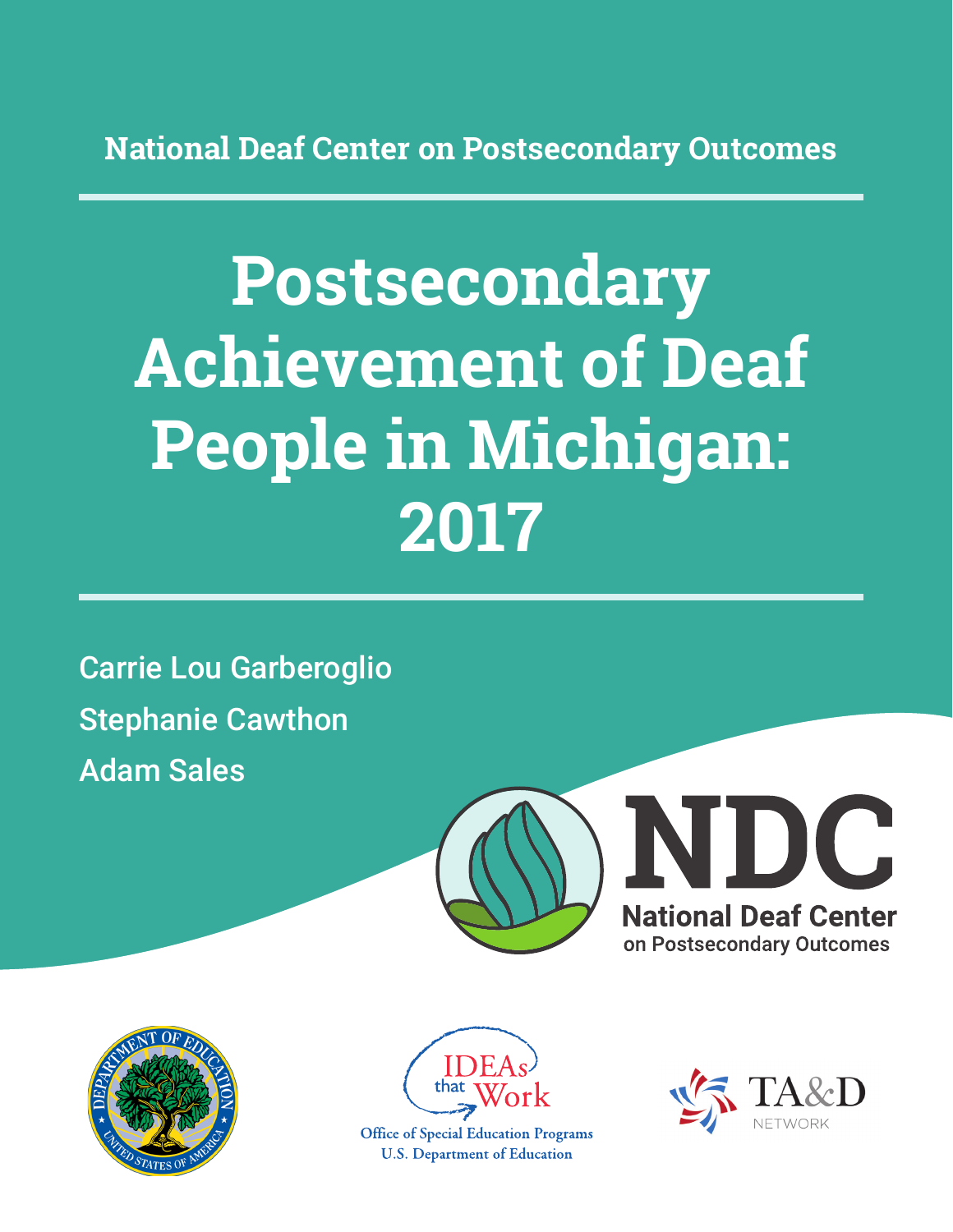National Deaf Center on Postsecondary Outcomes

# Postsecondary Achievement of Deaf People in Michigan: 2017

Carrie Lou Garberoglio

Stephanie Cawthon

Adam Sales

NDC

National Deaf Center on Postsecondary Outcomes

IDEAs that Work

Office of Special Education Programs
U.S. Department of Education

TA&D NETWORK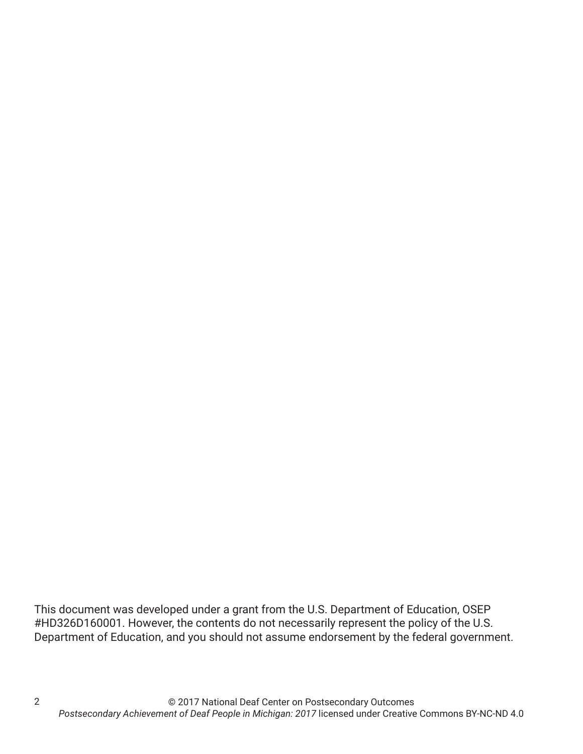This document was developed under a grant from the U.S. Department of Education, OSEP #HD326D160001. However, the contents do not necessarily represent the policy of the U.S. Department of Education, and you should not assume endorsement by the federal government.

© 2017 National Deaf Center on Postsecondary Outcomes
*Postsecondary Achievement of Deaf People in Michigan: 2017* licensed under Creative Commons BY-NC-ND 4.0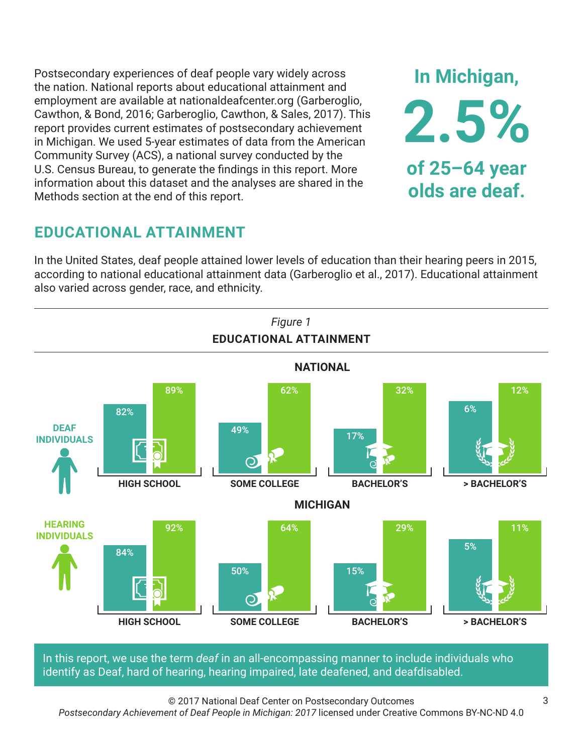Postsecondary experiences of deaf people vary widely across the nation. National reports about educational attainment and employment are available at nationaldeafcenter.org (Garberoglio, Cawthon, & Bond, 2016; Garberoglio, Cawthon, & Sales, 2017). This report provides current estimates of postsecondary achievement in Michigan. We used 5-year estimates of data from the American Community Survey (ACS), a national survey conducted by the U.S. Census Bureau, to generate the findings in this report. More information about this dataset and the analyses are shared in the Methods section at the end of this report.

**In Michigan, 2.5% of 25–64 year olds are deaf.**

## EDUCATIONAL ATTAINMENT

In the United States, deaf people attained lower levels of education than their hearing peers in 2015, according to national educational attainment data (Garberoglio et al., 2017). Educational attainment also varied across gender, race, and ethnicity.

*Figure 1*

**EDUCATIONAL ATTAINMENT**

**NATIONAL**

| | HIGH SCHOOL | SOME COLLEGE | BACHELOR'S | > BACHELOR'S |
|---|---|---|---|---|
| DEAF INDIVIDUALS | 82% | 49% | 17% | 6% |
| HEARING INDIVIDUALS | 89% | 62% | 32% | 12% |

**MICHIGAN**

| | HIGH SCHOOL | SOME COLLEGE | BACHELOR'S | > BACHELOR'S |
|---|---|---|---|---|
| DEAF INDIVIDUALS | 84% | 50% | 15% | 5% |
| HEARING INDIVIDUALS | 92% | 64% | 29% | 11% |

In this report, we use the term *deaf* in an all-encompassing manner to include individuals who identify as Deaf, hard of hearing, hearing impaired, late deafened, and deafdisabled.

© 2017 National Deaf Center on Postsecondary Outcomes
*Postsecondary Achievement of Deaf People in Michigan: 2017* licensed under Creative Commons BY-NC-ND 4.0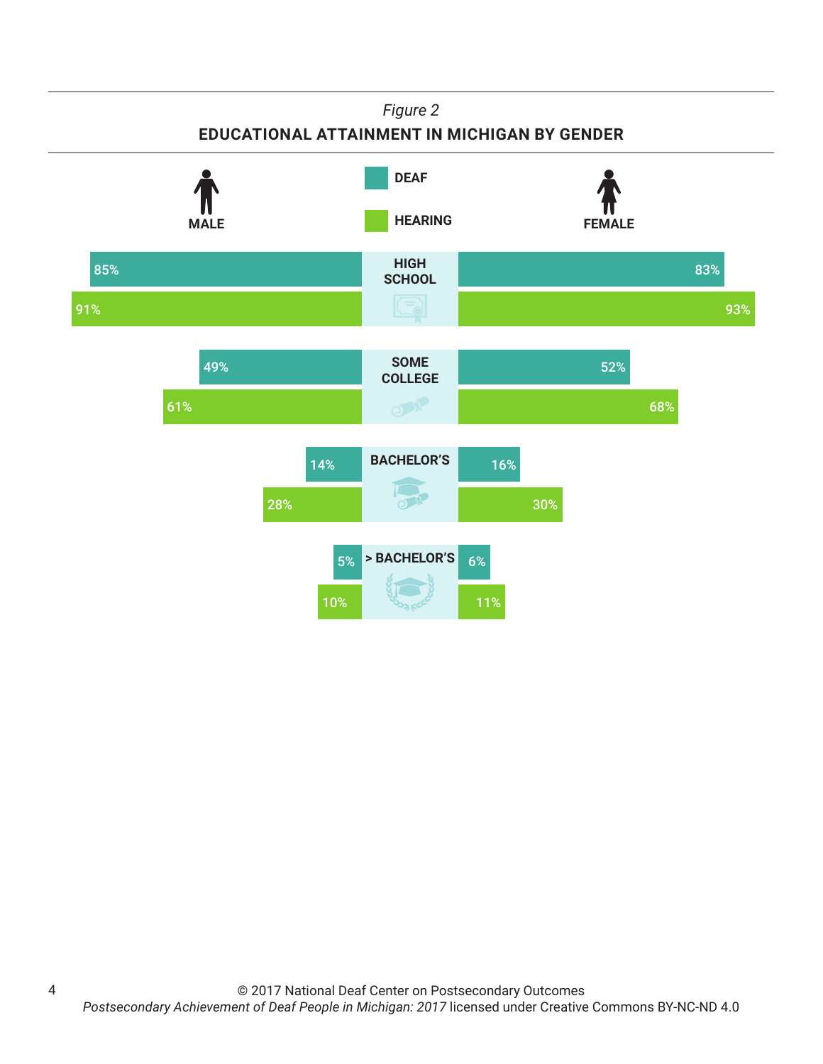*Figure 2*

**EDUCATIONAL ATTAINMENT IN MICHIGAN BY GENDER**

| | Male | Female |
|---|---|---|
| **High School** – Deaf | 85% | 83% |
| **High School** – Hearing | 91% | 93% |
| **Some College** – Deaf | 49% | 52% |
| **Some College** – Hearing | 61% | 68% |
| **Bachelor's** – Deaf | 14% | 16% |
| **Bachelor's** – Hearing | 28% | 30% |
| **> Bachelor's** – Deaf | 5% | 6% |
| **> Bachelor's** – Hearing | 10% | 11% |

© 2017 National Deaf Center on Postsecondary Outcomes
*Postsecondary Achievement of Deaf People in Michigan: 2017* licensed under Creative Commons BY-NC-ND 4.0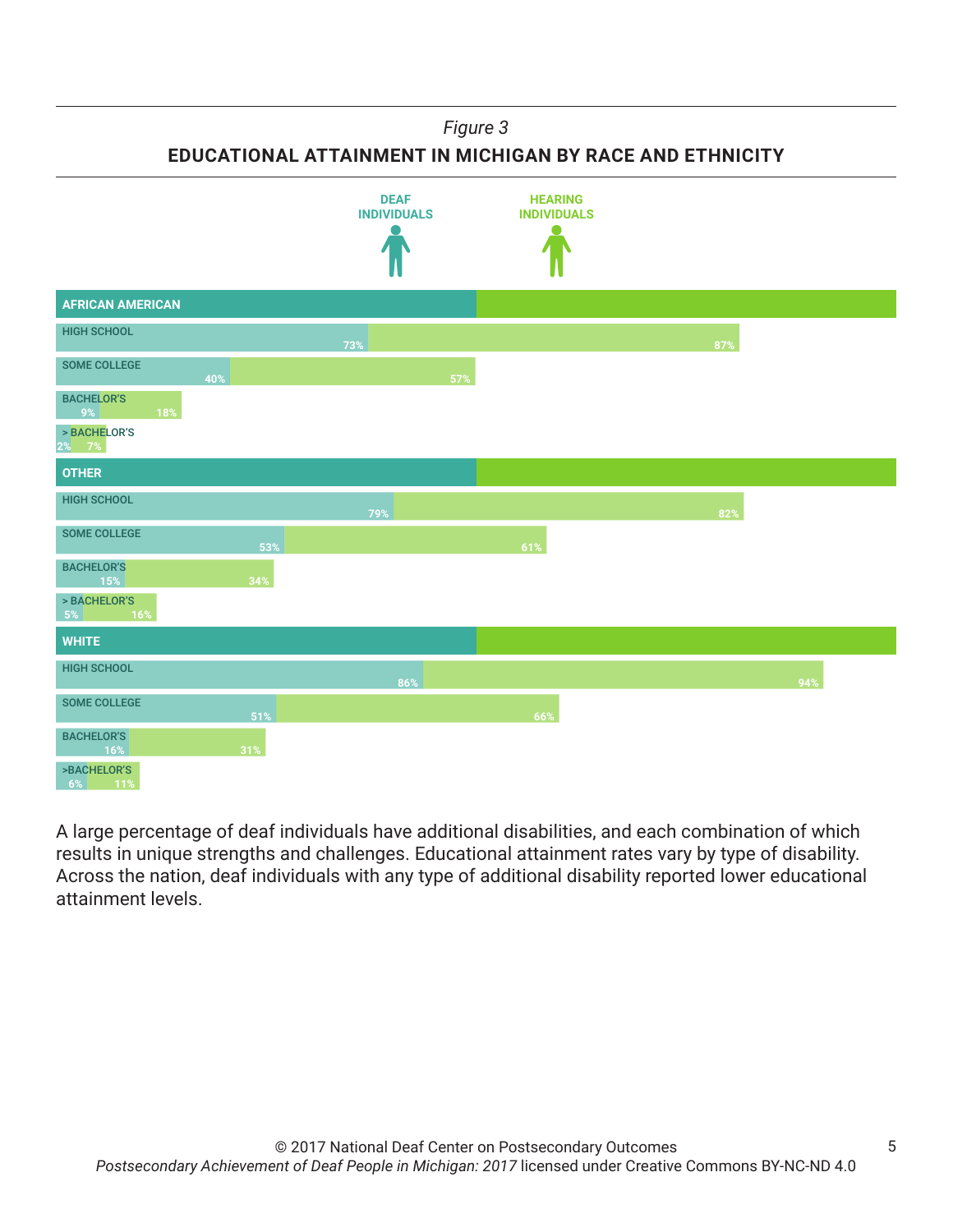*Figure 3*

**EDUCATIONAL ATTAINMENT IN MICHIGAN BY RACE AND ETHNICITY**

| | DEAF INDIVIDUALS | HEARING INDIVIDUALS |
|---|---|---|
| **AFRICAN AMERICAN** | | |
| HIGH SCHOOL | 73% | 87% |
| SOME COLLEGE | 40% | 57% |
| BACHELOR'S | 9% | 18% |
| > BACHELOR'S | 2% | 7% |
| **OTHER** | | |
| HIGH SCHOOL | 79% | 82% |
| SOME COLLEGE | 53% | 61% |
| BACHELOR'S | 15% | 34% |
| > BACHELOR'S | 5% | 16% |
| **WHITE** | | |
| HIGH SCHOOL | 86% | 94% |
| SOME COLLEGE | 51% | 66% |
| BACHELOR'S | 16% | 31% |
| >BACHELOR'S | 6% | 11% |

A large percentage of deaf individuals have additional disabilities, and each combination of which results in unique strengths and challenges. Educational attainment rates vary by type of disability. Across the nation, deaf individuals with any type of additional disability reported lower educational attainment levels.

© 2017 National Deaf Center on Postsecondary Outcomes
*Postsecondary Achievement of Deaf People in Michigan: 2017* licensed under Creative Commons BY-NC-ND 4.0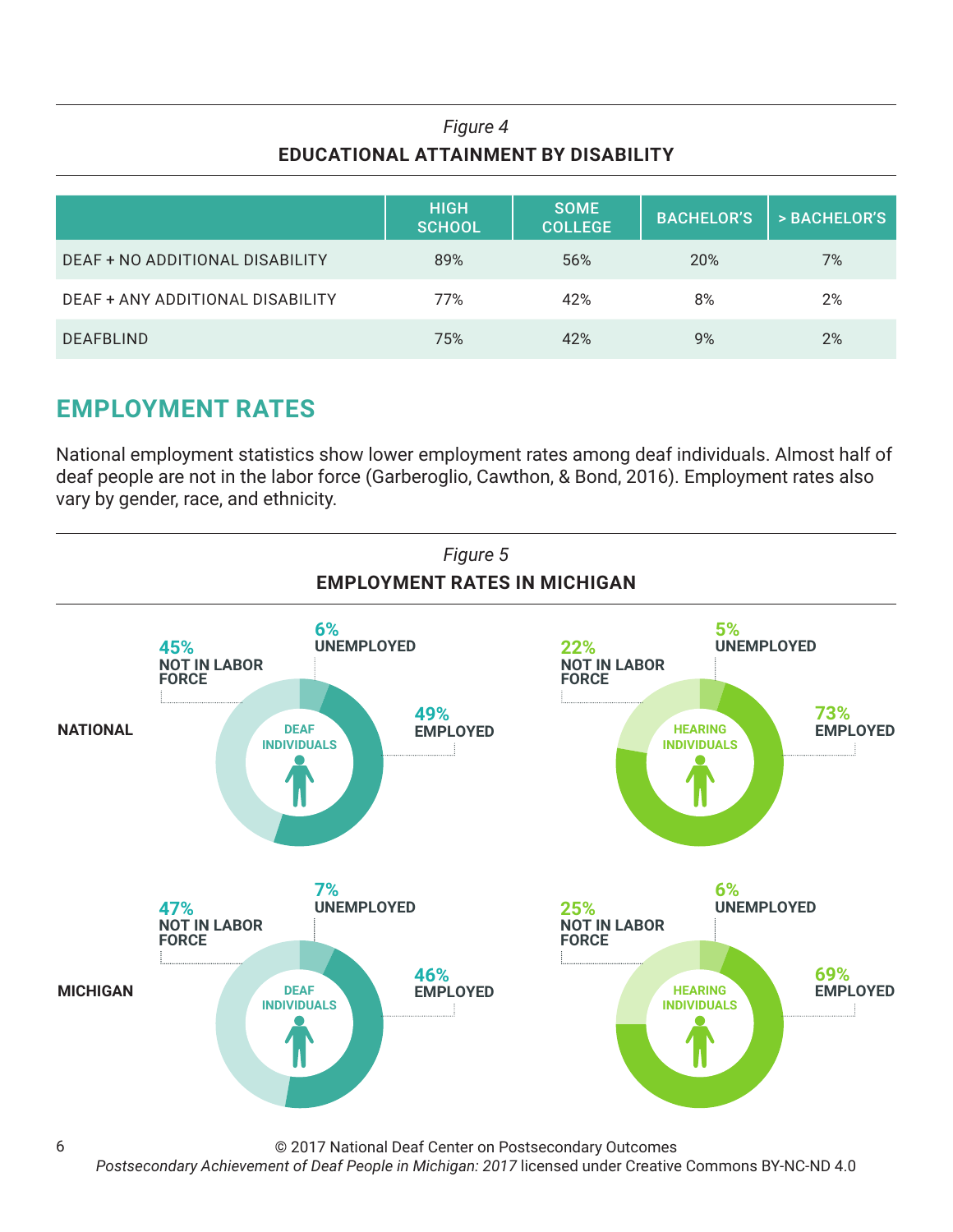*Figure 4*

**EDUCATIONAL ATTAINMENT BY DISABILITY**

| | HIGH SCHOOL | SOME COLLEGE | BACHELOR'S | > BACHELOR'S |
|---|---|---|---|---|
| DEAF + NO ADDITIONAL DISABILITY | 89% | 56% | 20% | 7% |
| DEAF + ANY ADDITIONAL DISABILITY | 77% | 42% | 8% | 2% |
| DEAFBLIND | 75% | 42% | 9% | 2% |

## EMPLOYMENT RATES

National employment statistics show lower employment rates among deaf individuals. Almost half of deaf people are not in the labor force (Garberoglio, Cawthon, & Bond, 2016). Employment rates also vary by gender, race, and ethnicity.

*Figure 5*

**EMPLOYMENT RATES IN MICHIGAN**

| | | EMPLOYED | UNEMPLOYED | NOT IN LABOR FORCE |
|---|---|---|---|---|
| NATIONAL | DEAF INDIVIDUALS | 49% | 6% | 45% |
| NATIONAL | HEARING INDIVIDUALS | 73% | 5% | 22% |
| MICHIGAN | DEAF INDIVIDUALS | 46% | 7% | 47% |
| MICHIGAN | HEARING INDIVIDUALS | 69% | 6% | 25% |

© 2017 National Deaf Center on Postsecondary Outcomes
*Postsecondary Achievement of Deaf People in Michigan: 2017* licensed under Creative Commons BY-NC-ND 4.0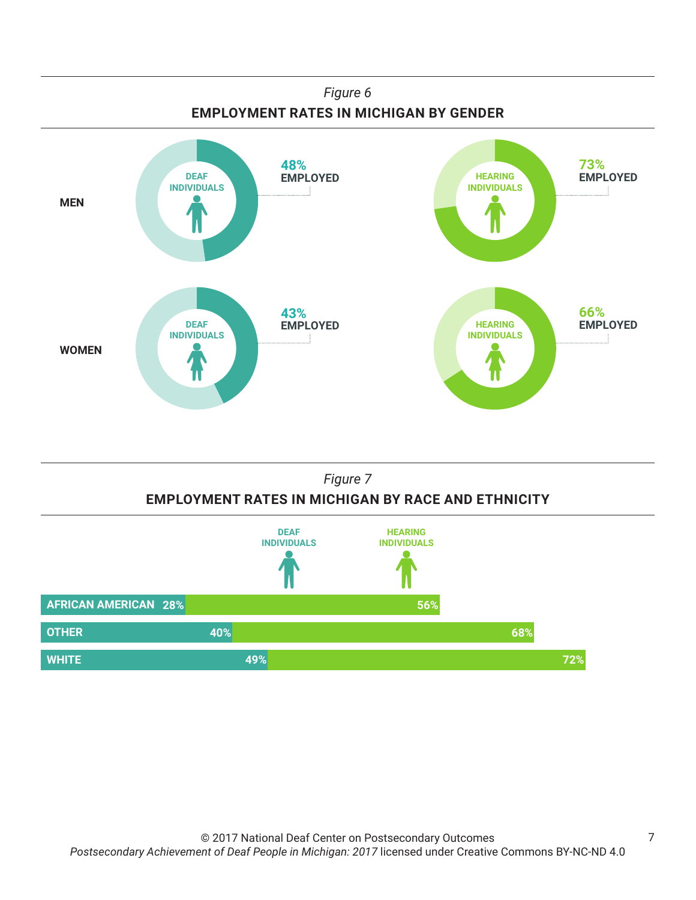*Figure 6*

**EMPLOYMENT RATES IN MICHIGAN BY GENDER**

| | DEAF INDIVIDUALS | HEARING INDIVIDUALS |
|---|---|---|
| MEN | 48% EMPLOYED | 73% EMPLOYED |
| WOMEN | 43% EMPLOYED | 66% EMPLOYED |

*Figure 7*

**EMPLOYMENT RATES IN MICHIGAN BY RACE AND ETHNICITY**

| | DEAF INDIVIDUALS | HEARING INDIVIDUALS |
|---|---|---|
| AFRICAN AMERICAN | 28% | 56% |
| OTHER | 40% | 68% |
| WHITE | 49% | 72% |

© 2017 National Deaf Center on Postsecondary Outcomes
*Postsecondary Achievement of Deaf People in Michigan: 2017* licensed under Creative Commons BY-NC-ND 4.0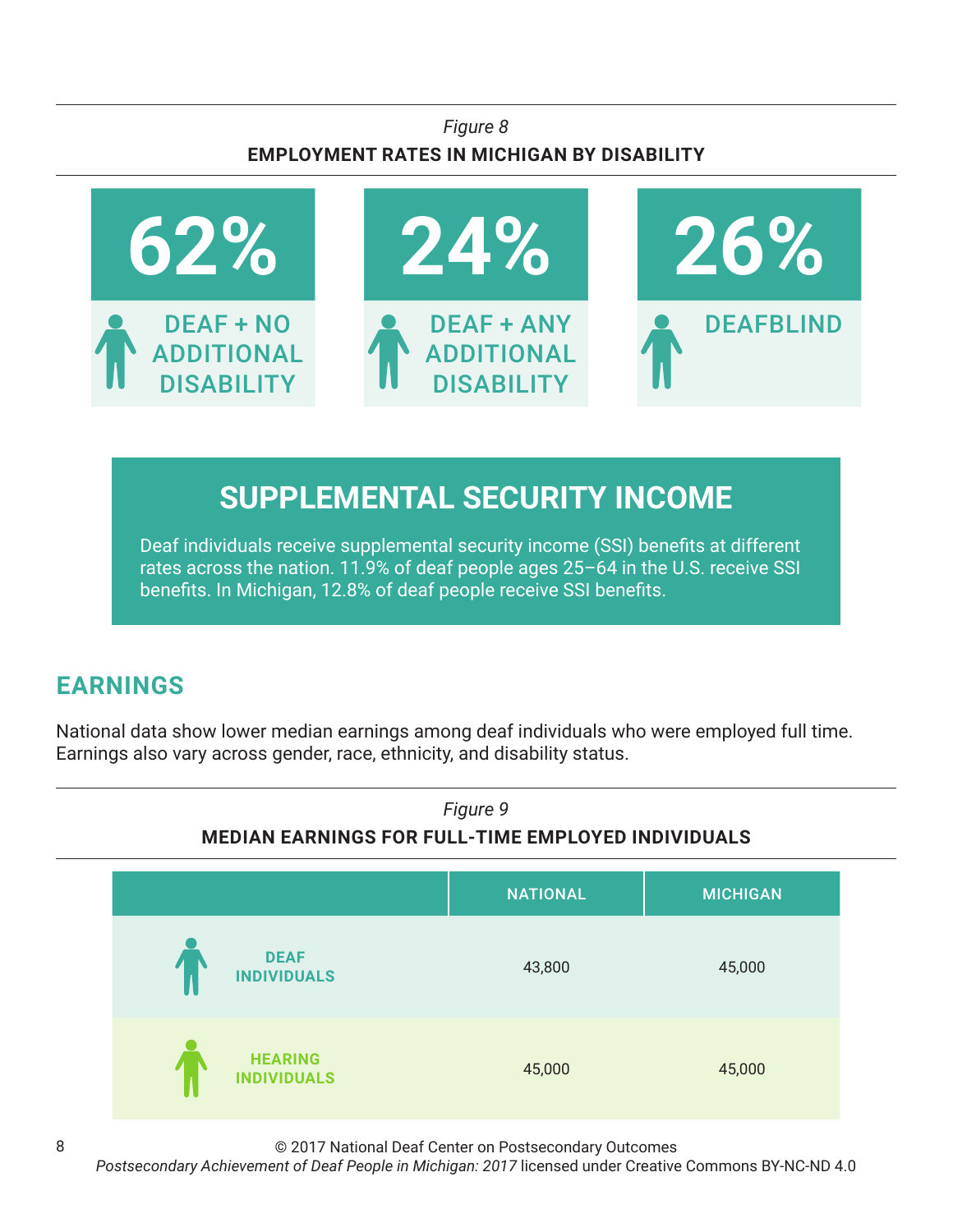*Figure 8*

**EMPLOYMENT RATES IN MICHIGAN BY DISABILITY**

| 62% | 24% | 26% |
|---|---|---|
| DEAF + NO ADDITIONAL DISABILITY | DEAF + ANY ADDITIONAL DISABILITY | DEAFBLIND |

## SUPPLEMENTAL SECURITY INCOME

Deaf individuals receive supplemental security income (SSI) benefits at different rates across the nation. 11.9% of deaf people ages 25–64 in the U.S. receive SSI benefits. In Michigan, 12.8% of deaf people receive SSI benefits.

## EARNINGS

National data show lower median earnings among deaf individuals who were employed full time. Earnings also vary across gender, race, ethnicity, and disability status.

*Figure 9*

**MEDIAN EARNINGS FOR FULL-TIME EMPLOYED INDIVIDUALS**

| | NATIONAL | MICHIGAN |
|---|---|---|
| DEAF INDIVIDUALS | 43,800 | 45,000 |
| HEARING INDIVIDUALS | 45,000 | 45,000 |

© 2017 National Deaf Center on Postsecondary Outcomes
*Postsecondary Achievement of Deaf People in Michigan: 2017* licensed under Creative Commons BY-NC-ND 4.0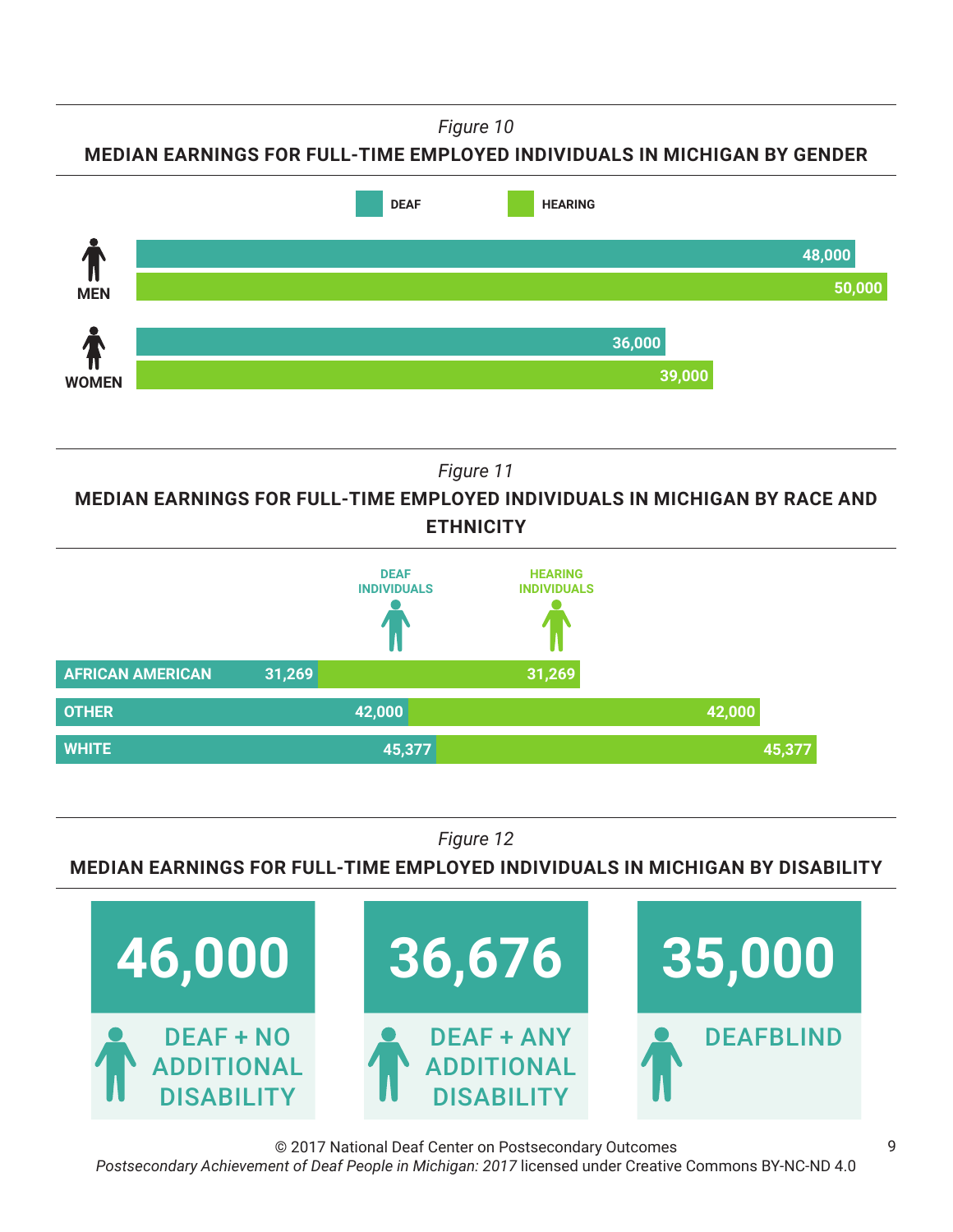*Figure 10*

**MEDIAN EARNINGS FOR FULL-TIME EMPLOYED INDIVIDUALS IN MICHIGAN BY GENDER**

| | DEAF | HEARING |
|---|---|---|
| MEN | 48,000 | 50,000 |
| WOMEN | 36,000 | 39,000 |

*Figure 11*

**MEDIAN EARNINGS FOR FULL-TIME EMPLOYED INDIVIDUALS IN MICHIGAN BY RACE AND ETHNICITY**

| | DEAF INDIVIDUALS | HEARING INDIVIDUALS |
|---|---|---|
| AFRICAN AMERICAN | 31,269 | 31,269 |
| OTHER | 42,000 | 42,000 |
| WHITE | 45,377 | 45,377 |

*Figure 12*

**MEDIAN EARNINGS FOR FULL-TIME EMPLOYED INDIVIDUALS IN MICHIGAN BY DISABILITY**

| DEAF + NO ADDITIONAL DISABILITY | DEAF + ANY ADDITIONAL DISABILITY | DEAFBLIND |
|---|---|---|
| 46,000 | 36,676 | 35,000 |

© 2017 National Deaf Center on Postsecondary Outcomes
*Postsecondary Achievement of Deaf People in Michigan: 2017* licensed under Creative Commons BY-NC-ND 4.0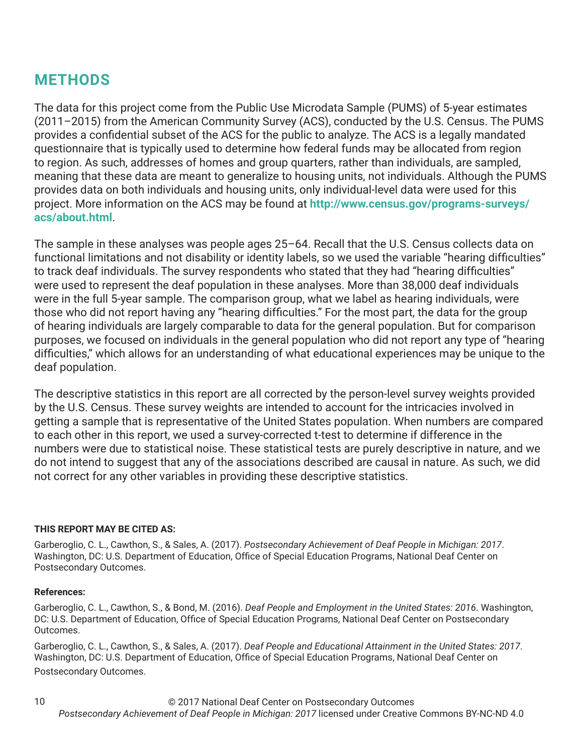## METHODS

The data for this project come from the Public Use Microdata Sample (PUMS) of 5-year estimates (2011–2015) from the American Community Survey (ACS), conducted by the U.S. Census. The PUMS provides a confidential subset of the ACS for the public to analyze. The ACS is a legally mandated questionnaire that is typically used to determine how federal funds may be allocated from region to region. As such, addresses of homes and group quarters, rather than individuals, are sampled, meaning that these data are meant to generalize to housing units, not individuals. Although the PUMS provides data on both individuals and housing units, only individual-level data were used for this project. More information on the ACS may be found at **http://www.census.gov/programs-surveys/acs/about.html**.

The sample in these analyses was people ages 25–64. Recall that the U.S. Census collects data on functional limitations and not disability or identity labels, so we used the variable "hearing difficulties" to track deaf individuals. The survey respondents who stated that they had "hearing difficulties" were used to represent the deaf population in these analyses. More than 38,000 deaf individuals were in the full 5-year sample. The comparison group, what we label as hearing individuals, were those who did not report having any "hearing difficulties." For the most part, the data for the group of hearing individuals are largely comparable to data for the general population. But for comparison purposes, we focused on individuals in the general population who did not report any type of "hearing difficulties," which allows for an understanding of what educational experiences may be unique to the deaf population.

The descriptive statistics in this report are all corrected by the person-level survey weights provided by the U.S. Census. These survey weights are intended to account for the intricacies involved in getting a sample that is representative of the United States population. When numbers are compared to each other in this report, we used a survey-corrected t-test to determine if difference in the numbers were due to statistical noise. These statistical tests are purely descriptive in nature, and we do not intend to suggest that any of the associations described are causal in nature. As such, we did not correct for any other variables in providing these descriptive statistics.

**THIS REPORT MAY BE CITED AS:**

Garberoglio, C. L., Cawthon, S., & Sales, A. (2017). *Postsecondary Achievement of Deaf People in Michigan: 2017*. Washington, DC: U.S. Department of Education, Office of Special Education Programs, National Deaf Center on Postsecondary Outcomes.

**References:**

Garberoglio, C. L., Cawthon, S., & Bond, M. (2016). *Deaf People and Employment in the United States: 2016*. Washington, DC: U.S. Department of Education, Office of Special Education Programs, National Deaf Center on Postsecondary Outcomes.

Garberoglio, C. L., Cawthon, S., & Sales, A. (2017). *Deaf People and Educational Attainment in the United States: 2017*. Washington, DC: U.S. Department of Education, Office of Special Education Programs, National Deaf Center on Postsecondary Outcomes.

© 2017 National Deaf Center on Postsecondary Outcomes
*Postsecondary Achievement of Deaf People in Michigan: 2017* licensed under Creative Commons BY-NC-ND 4.0